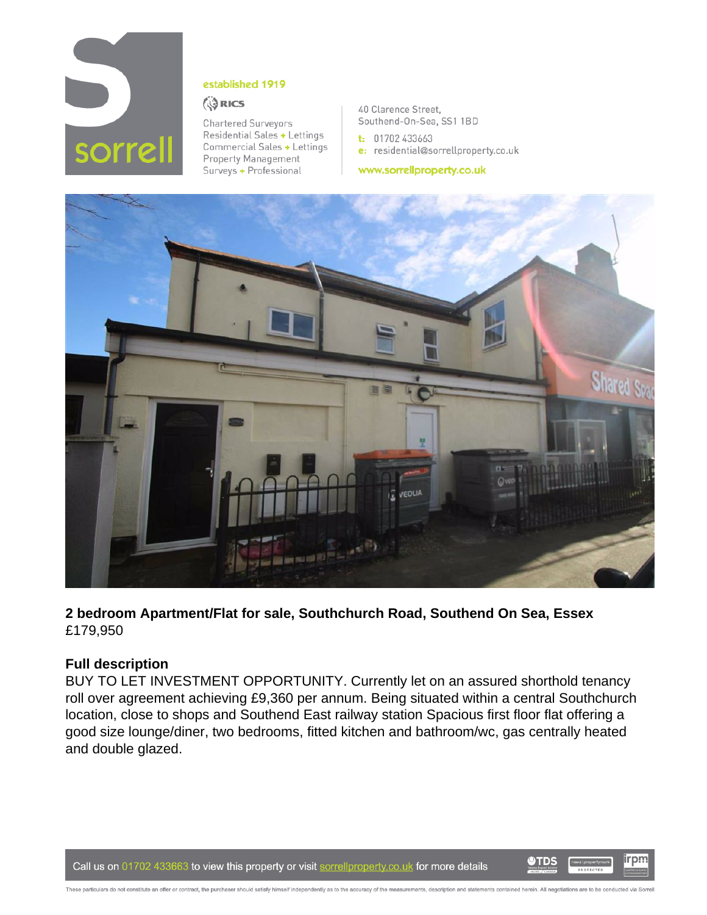sorrell

established 1919

RICS

Chartered Surveyors
Residential Sales + Lettings
Commercial Sales + Lettings
Property Management
Surveys + Professional

40 Clarence Street,
Southend-On-Sea, SS1 1BD

t: 01702 433663
e: residential@sorrellproperty.co.uk

www.sorrellproperty.co.uk

**2 bedroom Apartment/Flat for sale, Southchurch Road, Southend On Sea, Essex**
£179,950

### Full description

BUY TO LET INVESTMENT OPPORTUNITY. Currently let on an assured shorthold tenancy roll over agreement achieving £9,360 per annum. Being situated within a central Southchurch location, close to shops and Southend East railway station Spacious first floor flat offering a good size lounge/diner, two bedrooms, fitted kitchen and bathroom/wc, gas centrally heated and double glazed.

Call us on 01702 433663 to view this property or visit sorrellproperty.co.uk for more details

These particulars do not constitute an offer or contract, the purchaser should satisfy himself independently as to the accuracy of the measurements, description and statements contained herein. All negotiations are to be conducted via Sorrell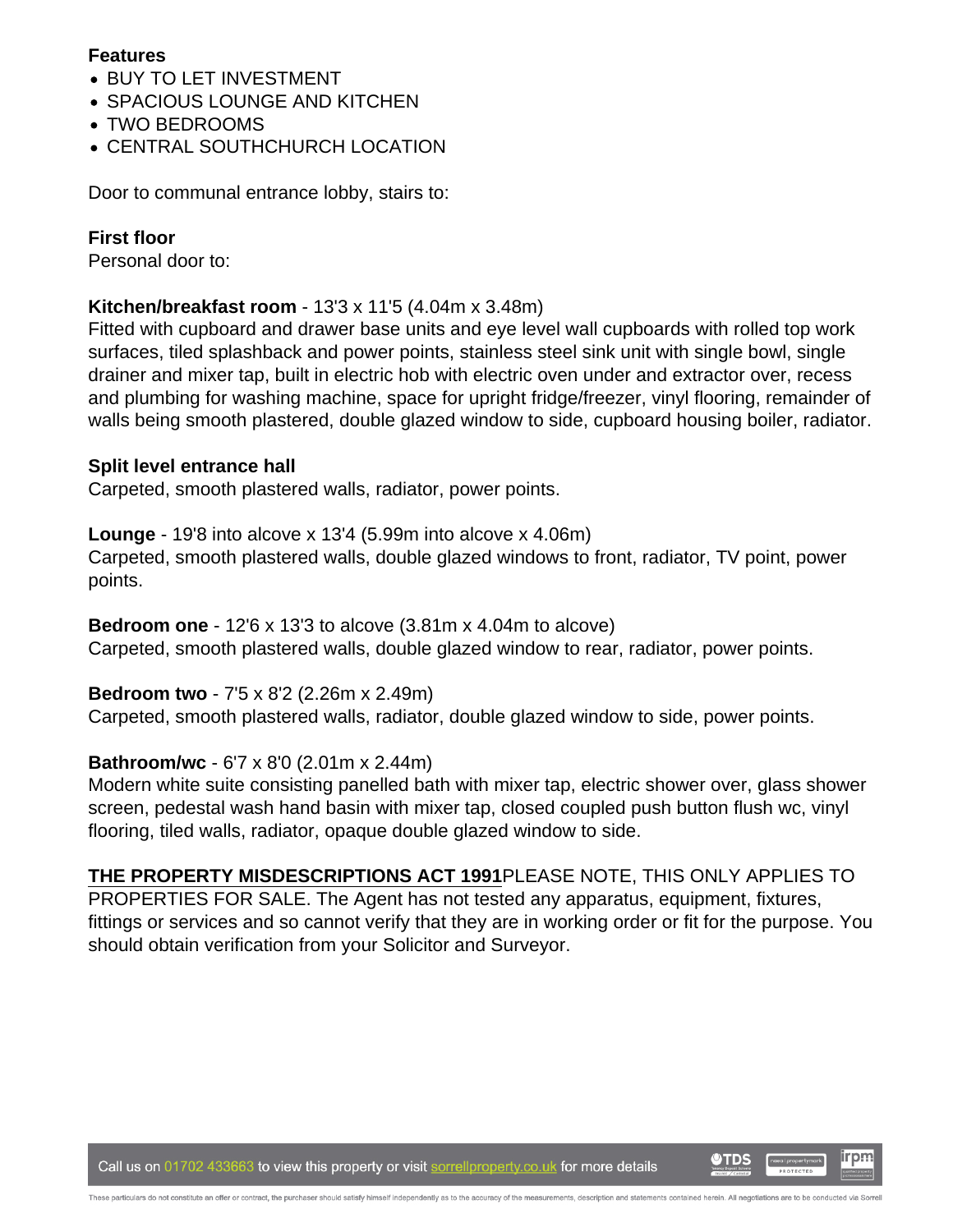**Features**

- BUY TO LET INVESTMENT
- SPACIOUS LOUNGE AND KITCHEN
- TWO BEDROOMS
- CENTRAL SOUTHCHURCH LOCATION

Door to communal entrance lobby, stairs to:

**First floor**
Personal door to:

**Kitchen/breakfast room** - 13'3 x 11'5 (4.04m x 3.48m)
Fitted with cupboard and drawer base units and eye level wall cupboards with rolled top work surfaces, tiled splashback and power points, stainless steel sink unit with single bowl, single drainer and mixer tap, built in electric hob with electric oven under and extractor over, recess and plumbing for washing machine, space for upright fridge/freezer, vinyl flooring, remainder of walls being smooth plastered, double glazed window to side, cupboard housing boiler, radiator.

**Split level entrance hall**
Carpeted, smooth plastered walls, radiator, power points.

**Lounge** - 19'8 into alcove x 13'4 (5.99m into alcove x 4.06m)
Carpeted, smooth plastered walls, double glazed windows to front, radiator, TV point, power points.

**Bedroom one** - 12'6 x 13'3 to alcove (3.81m x 4.04m to alcove)
Carpeted, smooth plastered walls, double glazed window to rear, radiator, power points.

**Bedroom two** - 7'5 x 8'2 (2.26m x 2.49m)
Carpeted, smooth plastered walls, radiator, double glazed window to side, power points.

**Bathroom/wc** - 6'7 x 8'0 (2.01m x 2.44m)
Modern white suite consisting panelled bath with mixer tap, electric shower over, glass shower screen, pedestal wash hand basin with mixer tap, closed coupled push button flush wc, vinyl flooring, tiled walls, radiator, opaque double glazed window to side.

**THE PROPERTY MISDESCRIPTIONS ACT 1991**PLEASE NOTE, THIS ONLY APPLIES TO PROPERTIES FOR SALE. The Agent has not tested any apparatus, equipment, fixtures, fittings or services and so cannot verify that they are in working order or fit for the purpose. You should obtain verification from your Solicitor and Surveyor.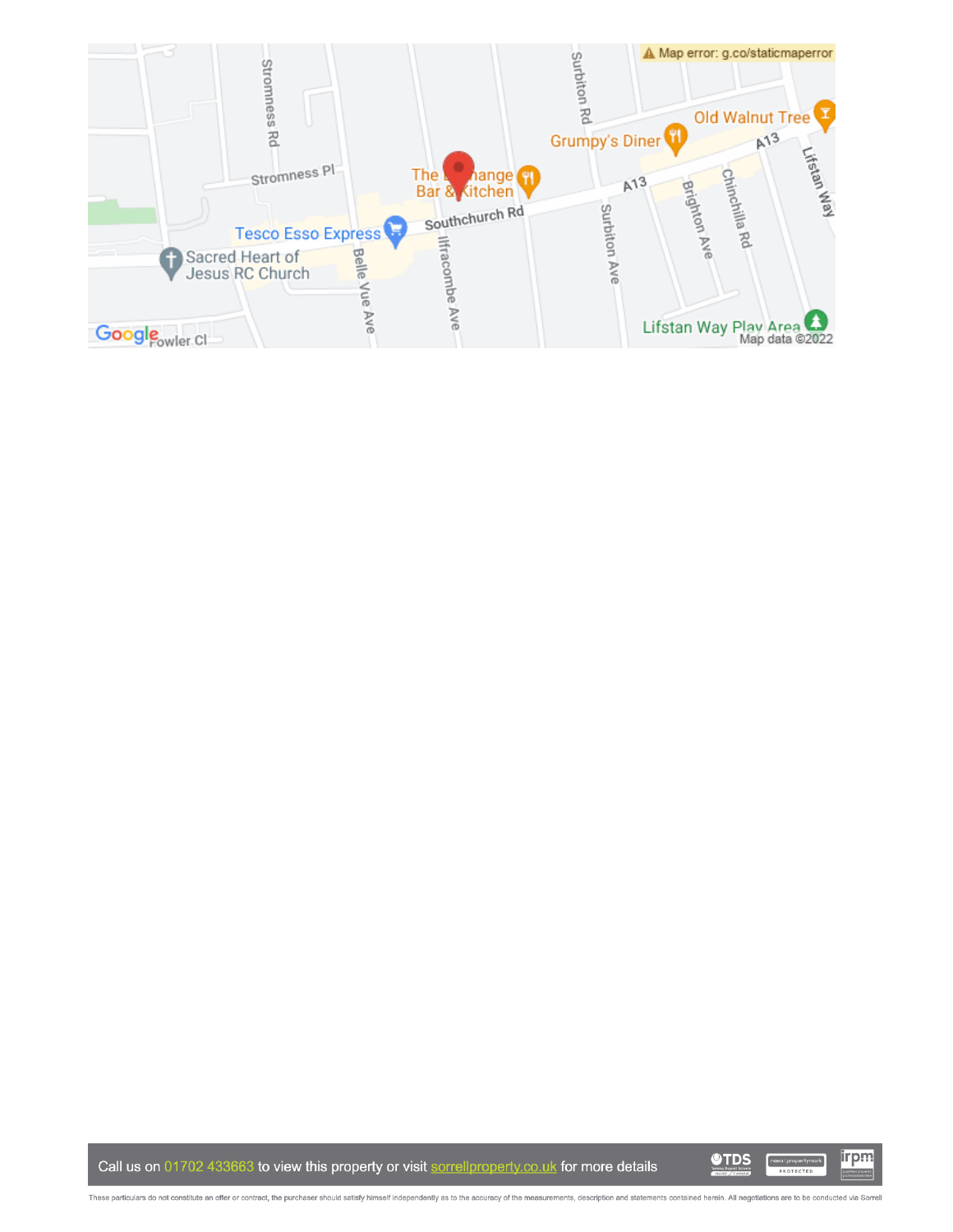Call us on 01702 433663 to view this property or visit sorrellproperty.co.uk for more details

These particulars do not constitute an offer or contract, the purchaser should satisfy himself independently as to the accuracy of the measurements, description and statements contained herein. All negotiations are to be conducted via Sorrell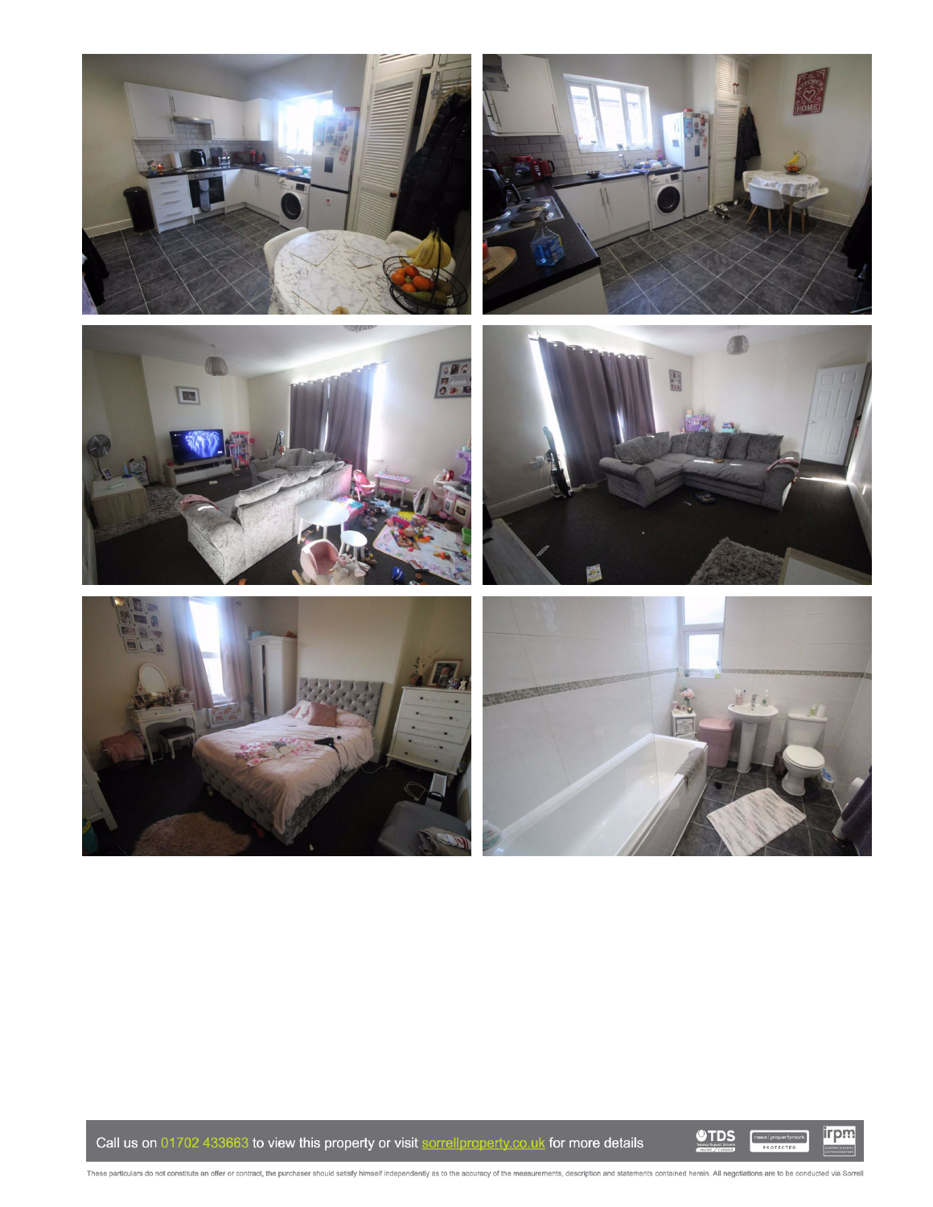Call us on 01702 433663 to view this property or visit sorrellproperty.co.uk for more details

These particulars do not constitute an offer or contract, the purchaser should satisfy himself independently as to the accuracy of the measurements, description and statements contained herein. All negotiations are to be conducted via Sorrell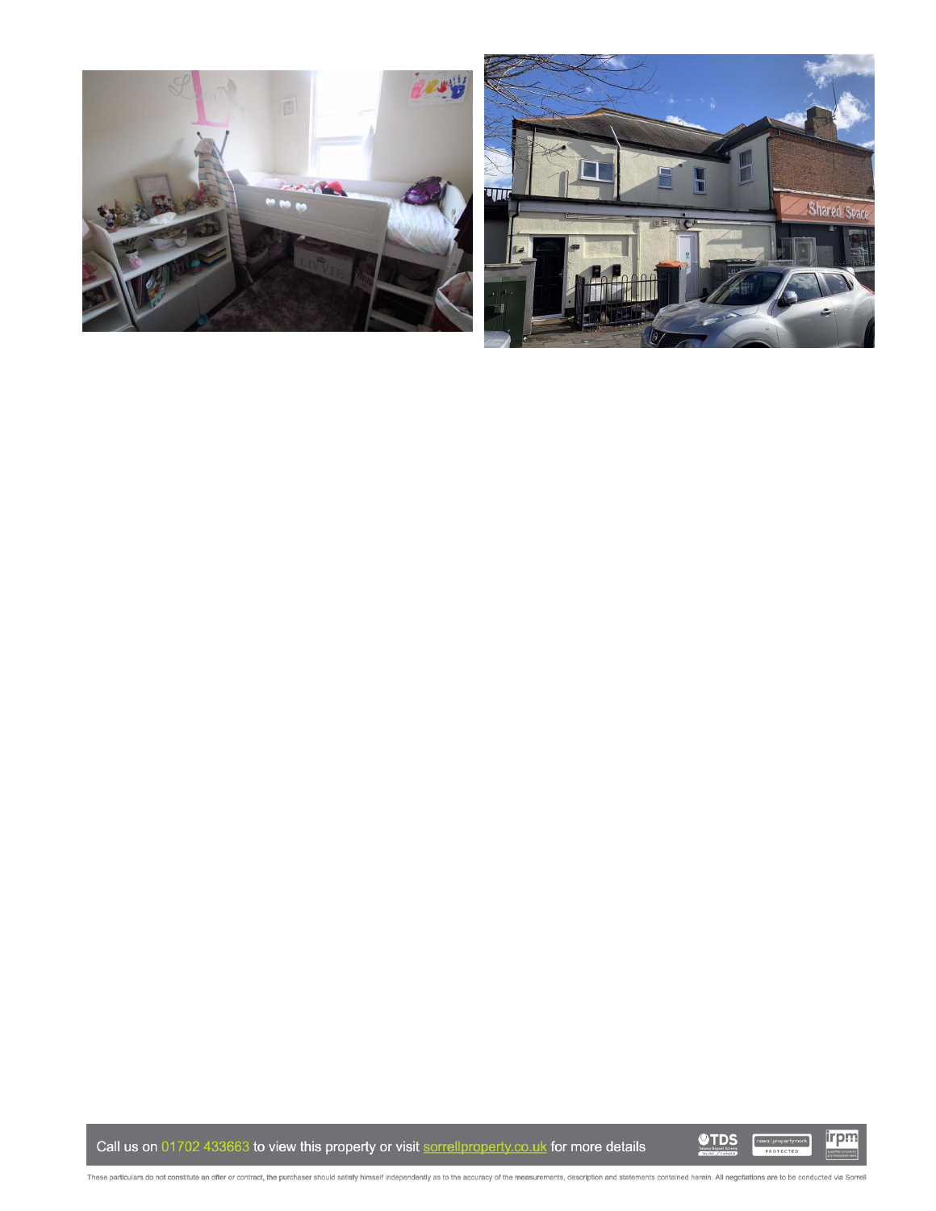Call us on 01702 433663 to view this property or visit sorrellproperty.co.uk for more details

These particulars do not constitute an offer or contract, the purchaser should satisfy himself independently as to the accuracy of the measurements, description and statements contained herein. All negotiations are to be conducted via Sorrell